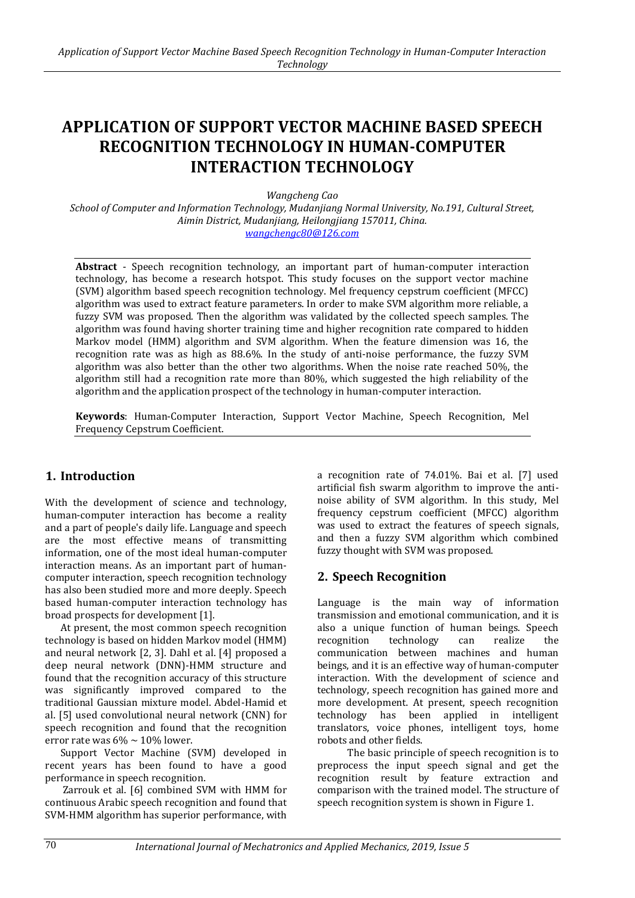# APPLICATION OF SUPPORT VECTOR MACHINE BASED SPEECH RECOGNITION TECHNOLOGY IN HUMAN-COMPUTER INTERACTION TECHNOLOGY

*Wangcheng Cao*

*School of Computer and Information Technology, Mudanjiang Normal University, No.191, Cultural Street, Aimin District, Mudanjiang, Heilongjiang 157011, China.*
*wangchengc80@126.com*

**Abstract** - Speech recognition technology, an important part of human-computer interaction technology, has become a research hotspot. This study focuses on the support vector machine (SVM) algorithm based speech recognition technology. Mel frequency cepstrum coefficient (MFCC) algorithm was used to extract feature parameters. In order to make SVM algorithm more reliable, a fuzzy SVM was proposed. Then the algorithm was validated by the collected speech samples. The algorithm was found having shorter training time and higher recognition rate compared to hidden Markov model (HMM) algorithm and SVM algorithm. When the feature dimension was 16, the recognition rate was as high as 88.6%. In the study of anti-noise performance, the fuzzy SVM algorithm was also better than the other two algorithms. When the noise rate reached 50%, the algorithm still had a recognition rate more than 80%, which suggested the high reliability of the algorithm and the application prospect of the technology in human-computer interaction.

**Keywords**: Human-Computer Interaction, Support Vector Machine, Speech Recognition, Mel Frequency Cepstrum Coefficient.

## 1. Introduction

With the development of science and technology, human-computer interaction has become a reality and a part of people's daily life. Language and speech are the most effective means of transmitting information, one of the most ideal human-computer interaction means. As an important part of human-computer interaction, speech recognition technology has also been studied more and more deeply. Speech based human-computer interaction technology has broad prospects for development [1].

At present, the most common speech recognition technology is based on hidden Markov model (HMM) and neural network [2, 3]. Dahl et al. [4] proposed a deep neural network (DNN)-HMM structure and found that the recognition accuracy of this structure was significantly improved compared to the traditional Gaussian mixture model. Abdel-Hamid et al. [5] used convolutional neural network (CNN) for speech recognition and found that the recognition error rate was 6% ~ 10% lower.

Support Vector Machine (SVM) developed in recent years has been found to have a good performance in speech recognition.

Zarrouk et al. [6] combined SVM with HMM for continuous Arabic speech recognition and found that SVM-HMM algorithm has superior performance, with a recognition rate of 74.01%. Bai et al. [7] used artificial fish swarm algorithm to improve the anti-noise ability of SVM algorithm. In this study, Mel frequency cepstrum coefficient (MFCC) algorithm was used to extract the features of speech signals, and then a fuzzy SVM algorithm which combined fuzzy thought with SVM was proposed.

## 2. Speech Recognition

Language is the main way of information transmission and emotional communication, and it is also a unique function of human beings. Speech recognition technology can realize the communication between machines and human beings, and it is an effective way of human-computer interaction. With the development of science and technology, speech recognition has gained more and more development. At present, speech recognition technology has been applied in intelligent translators, voice phones, intelligent toys, home robots and other fields.

The basic principle of speech recognition is to preprocess the input speech signal and get the recognition result by feature extraction and comparison with the trained model. The structure of speech recognition system is shown in Figure 1.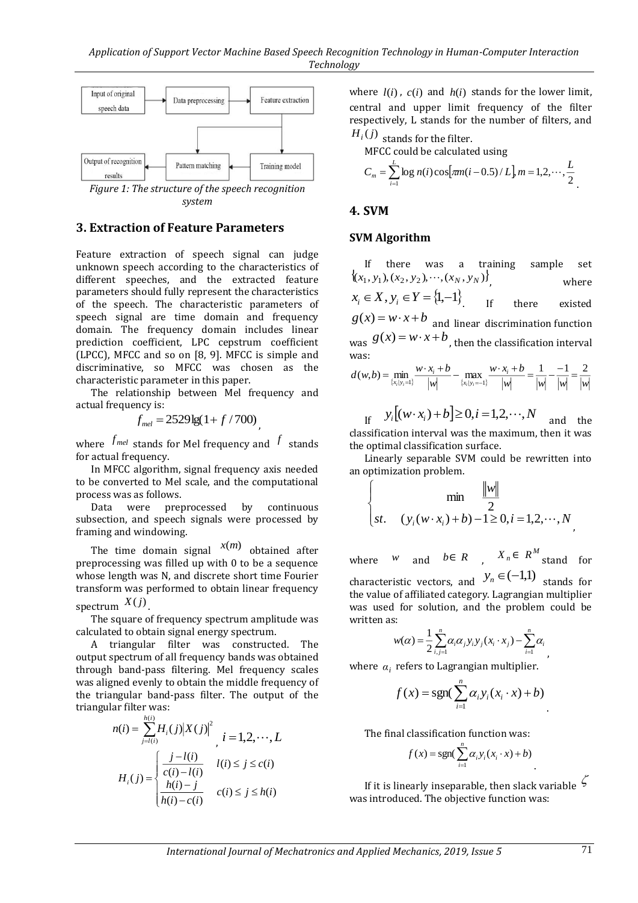Figure 1: The structure of the speech recognition system

## 3. Extraction of Feature Parameters

Feature extraction of speech signal can judge unknown speech according to the characteristics of different speeches, and the extracted feature parameters should fully represent the characteristics of the speech. The characteristic parameters of speech signal are time domain and frequency domain. The frequency domain includes linear prediction coefficient, LPC cepstrum coefficient (LPCC), MFCC and so on [8, 9]. MFCC is simple and discriminative, so MFCC was chosen as the characteristic parameter in this paper.

The relationship between Mel frequency and actual frequency is:

$$f_{mel} = 2529\lg(1 + f/700),$$

where $f_{mel}$ stands for Mel frequency and $f$ stands for actual frequency.

In MFCC algorithm, signal frequency axis needed to be converted to Mel scale, and the computational process was as follows.

Data were preprocessed by continuous subsection, and speech signals were processed by framing and windowing.

The time domain signal $x(m)$ obtained after preprocessing was filled up with 0 to be a sequence whose length was N, and discrete short time Fourier transform was performed to obtain linear frequency spectrum $X(j)$.

The square of frequency spectrum amplitude was calculated to obtain signal energy spectrum.

A triangular filter was constructed. The output spectrum of all frequency bands was obtained through band-pass filtering. Mel frequency scales was aligned evenly to obtain the middle frequency of the triangular band-pass filter. The output of the triangular filter was:

$$n(i) = \sum_{j=l(i)}^{h(i)} H_i(j)\left|X(j)\right|^2, \quad i = 1,2,\cdots,L$$

$$H_i(j) = \begin{cases} \dfrac{j - l(i)}{c(i) - l(i)} & l(i) \le j \le c(i) \\ \dfrac{h(i) - j}{h(i) - c(i)} & c(i) \le j \le h(i) \end{cases}$$

where $l(i)$, $c(i)$ and $h(i)$ stands for the lower limit, central and upper limit frequency of the filter respectively, L stands for the number of filters, and $H_i(j)$ stands for the filter.

MFCC could be calculated using

$$C_m = \sum_{i=1}^{L} \log n(i)\cos\left[\pi m(i - 0.5)/L\right], m = 1,2,\cdots,\frac{L}{2}.$$

## 4. SVM

### SVM Algorithm

If there was a training sample set $\{(x_1, y_1), (x_2, y_2), \cdots, (x_N, y_N)\}$, where $x_i \in X, y_i \in Y = \{1,-1\}$. If there existed $g(x) = w \cdot x + b$ and linear discrimination function was $g(x) = w \cdot x + b$, then the classification interval was:

$$d(w,b) = \min_{\{x_i|y_i=1\}} \frac{w \cdot x_i + b}{|w|} - \max_{\{x_i|y_i=-1\}} \frac{w \cdot x_i + b}{|w|} = \frac{1}{|w|} - \frac{-1}{|w|} = \frac{2}{|w|}$$

If $y_i\left[(w \cdot x_i) + b\right] \ge 0, i = 1,2,\cdots,N$ and the classification interval was the maximum, then it was the optimal classification surface.

Linearly separable SVM could be rewritten into an optimization problem.

$$\begin{cases} \min \quad \dfrac{\|w\|}{2} \\ st. \quad (y_i(w \cdot x_i) + b) - 1 \ge 0, i = 1,2,\cdots,N \end{cases},$$

where $w$ and $b \in R$, $X_n \in R^M$ stand for characteristic vectors, and $y_n \in (-1,1)$ stands for the value of affiliated category. Lagrangian multiplier was used for solution, and the problem could be written as:

$$w(\alpha) = \frac{1}{2}\sum_{i,j=1}^{n} \alpha_i \alpha_j y_i y_j (x_i \cdot x_j) - \sum_{i=1}^{n} \alpha_i,$$

where $\alpha_i$ refers to Lagrangian multiplier.

$$f(x) = \text{sgn}(\sum_{i=1}^{n} \alpha_i y_i (x_i \cdot x) + b).$$

The final classification function was:

$$f(x) = \text{sgn}(\sum_{i=1}^{n} \alpha_i y_i (x_i \cdot x) + b).$$

If it is linearly inseparable, then slack variable $\zeta$ was introduced. The objective function was: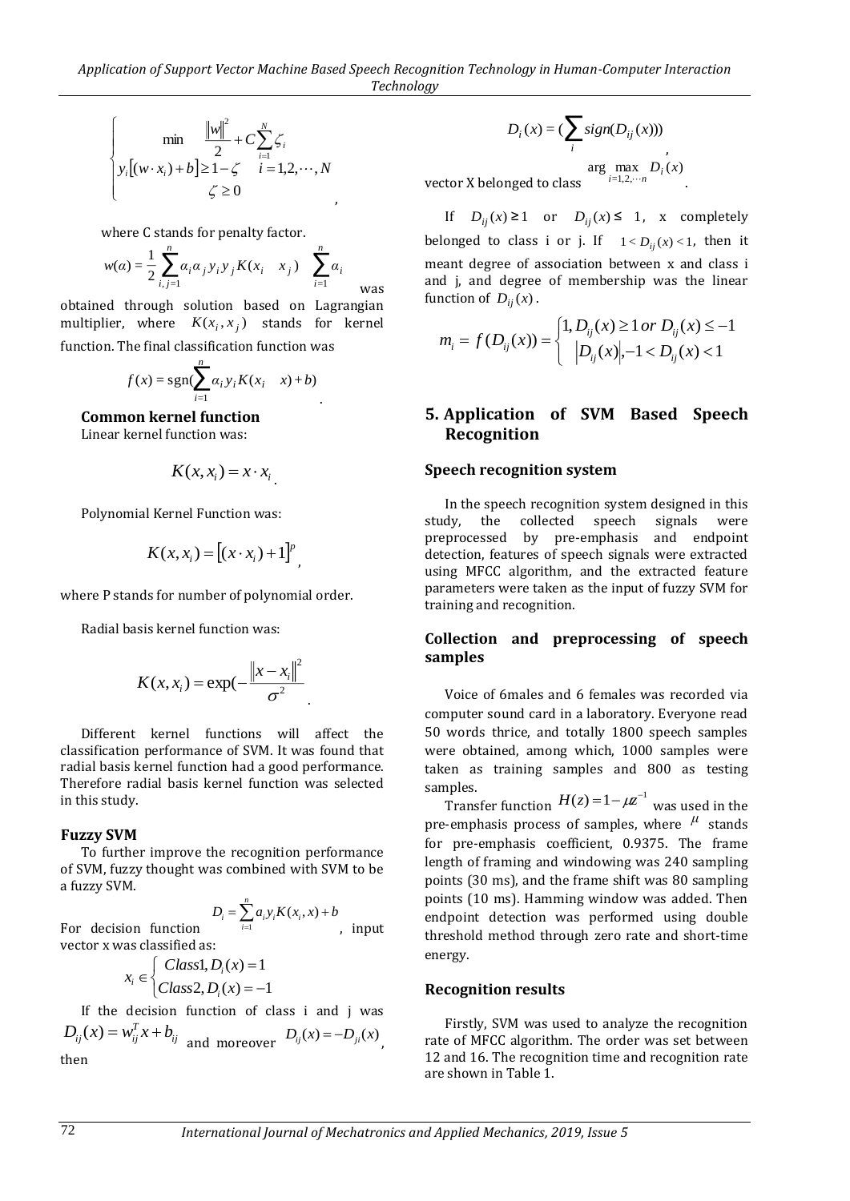$$\begin{cases} \min \quad \dfrac{\|w\|^2}{2} + C\sum_{i=1}^{N} \zeta_i \\ y_i[(w \cdot x_i) + b] \geq 1 - \zeta \quad i = 1,2,\cdots,N \\ \zeta \geq 0 \end{cases},$$

where C stands for penalty factor.

$w(\alpha) = \frac{1}{2}\sum_{i,j=1}^{n} \alpha_i \alpha_j y_i y_j K(x_i \quad x_j) \quad \sum_{i=1}^{n} \alpha_i$ was obtained through solution based on Lagrangian multiplier, where $K(x_i, x_j)$ stands for kernel function. The final classification function was

$$f(x) = \mathrm{sgn}(\sum_{i=1}^{n} \alpha_i y_i K(x_i \quad x) + b).$$

**Common kernel function**

Linear kernel function was:

$$K(x, x_i) = x \cdot x_i.$$

Polynomial Kernel Function was:

$$K(x, x_i) = [(x \cdot x_i) + 1]^p,$$

where P stands for number of polynomial order.

Radial basis kernel function was:

$$K(x, x_i) = \exp(-\frac{\|x - x_i\|^2}{\sigma^2}.$$

Different kernel functions will affect the classification performance of SVM. It was found that radial basis kernel function had a good performance. Therefore radial basis kernel function was selected in this study.

**Fuzzy SVM**

To further improve the recognition performance of SVM, fuzzy thought was combined with SVM to be a fuzzy SVM.

For decision function $D_i = \sum_{i=1}^{n} a_i y_i K(x_i, x) + b$, input vector x was classified as:

$$x_i \in \begin{cases} Class1, D_i(x) = 1 \\ Class2, D_i(x) = -1 \end{cases}$$

If the decision function of class i and j was $D_{ij}(x) = w_{ij}^T x + b_{ij}$ and moreover $D_{ij}(x) = -D_{ji}(x)$, then

$$D_i(x) = (\sum_i sign(D_{ij}(x))),$$

vector X belonged to class $\arg \max_{i=1,2,\cdots n} D_i(x)$.

If $D_{ij}(x) \geq 1$ or $D_{ij}(x) \leq 1$, x completely belonged to class i or j. If $1 < D_{ij}(x) < 1$, then it meant degree of association between x and class i and j, and degree of membership was the linear function of $D_{ij}(x)$.

$$m_i = f(D_{ij}(x)) = \begin{cases} 1, D_{ij}(x) \geq 1 \, or \, D_{ij}(x) \leq -1 \\ |D_{ij}(x)|, -1 < D_{ij}(x) < 1 \end{cases}$$

## 5. Application of SVM Based Speech Recognition

**Speech recognition system**

In the speech recognition system designed in this study, the collected speech signals were preprocessed by pre-emphasis and endpoint detection, features of speech signals were extracted using MFCC algorithm, and the extracted feature parameters were taken as the input of fuzzy SVM for training and recognition.

**Collection and preprocessing of speech samples**

Voice of 6males and 6 females was recorded via computer sound card in a laboratory. Everyone read 50 words thrice, and totally 1800 speech samples were obtained, among which, 1000 samples were taken as training samples and 800 as testing samples.

Transfer function $H(z) = 1 - \mu z^{-1}$ was used in the pre-emphasis process of samples, where $\mu$ stands for pre-emphasis coefficient, 0.9375. The frame length of framing and windowing was 240 sampling points (30 ms), and the frame shift was 80 sampling points (10 ms). Hamming window was added. Then endpoint detection was performed using double threshold method through zero rate and short-time energy.

**Recognition results**

Firstly, SVM was used to analyze the recognition rate of MFCC algorithm. The order was set between 12 and 16. The recognition time and recognition rate are shown in Table 1.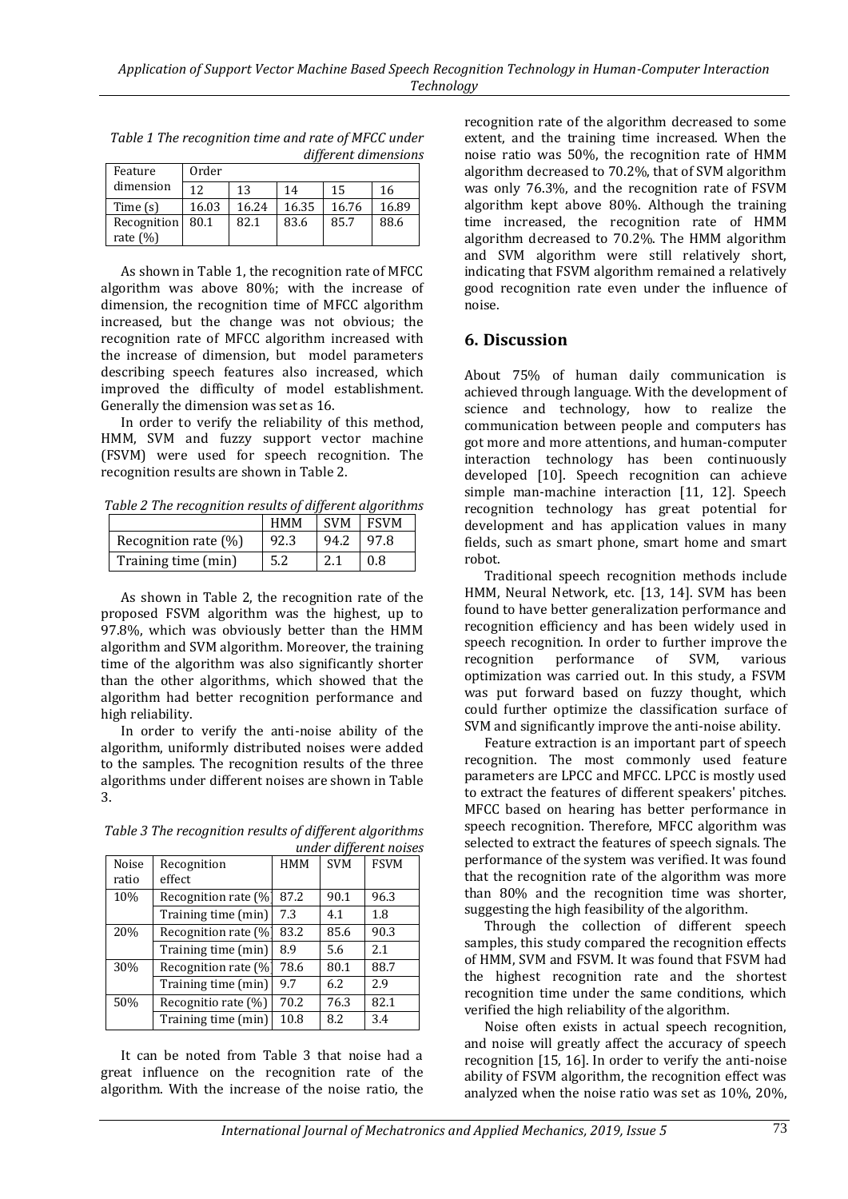*Table 1 The recognition time and rate of MFCC under different dimensions*

| Feature dimension | Order | | | | |
|---|---|---|---|---|---|
| | 12 | 13 | 14 | 15 | 16 |
| Time (s) | 16.03 | 16.24 | 16.35 | 16.76 | 16.89 |
| Recognition rate (%) | 80.1 | 82.1 | 83.6 | 85.7 | 88.6 |

As shown in Table 1, the recognition rate of MFCC algorithm was above 80%; with the increase of dimension, the recognition time of MFCC algorithm increased, but the change was not obvious; the recognition rate of MFCC algorithm increased with the increase of dimension, but model parameters describing speech features also increased, which improved the difficulty of model establishment. Generally the dimension was set as 16.

In order to verify the reliability of this method, HMM, SVM and fuzzy support vector machine (FSVM) were used for speech recognition. The recognition results are shown in Table 2.

*Table 2 The recognition results of different algorithms*

| | HMM | SVM | FSVM |
|---|---|---|---|
| Recognition rate (%) | 92.3 | 94.2 | 97.8 |
| Training time (min) | 5.2 | 2.1 | 0.8 |

As shown in Table 2, the recognition rate of the proposed FSVM algorithm was the highest, up to 97.8%, which was obviously better than the HMM algorithm and SVM algorithm. Moreover, the training time of the algorithm was also significantly shorter than the other algorithms, which showed that the algorithm had better recognition performance and high reliability.

In order to verify the anti-noise ability of the algorithm, uniformly distributed noises were added to the samples. The recognition results of the three algorithms under different noises are shown in Table 3.

*Table 3 The recognition results of different algorithms under different noises*

| Noise ratio | Recognition effect | HMM | SVM | FSVM |
|---|---|---|---|---|
| 10% | Recognition rate (% | 87.2 | 90.1 | 96.3 |
| | Training time (min) | 7.3 | 4.1 | 1.8 |
| 20% | Recognition rate (% | 83.2 | 85.6 | 90.3 |
| | Training time (min) | 8.9 | 5.6 | 2.1 |
| 30% | Recognition rate (% | 78.6 | 80.1 | 88.7 |
| | Training time (min) | 9.7 | 6.2 | 2.9 |
| 50% | Recognitio rate (%) | 70.2 | 76.3 | 82.1 |
| | Training time (min) | 10.8 | 8.2 | 3.4 |

It can be noted from Table 3 that noise had a great influence on the recognition rate of the algorithm. With the increase of the noise ratio, the recognition rate of the algorithm decreased to some extent, and the training time increased. When the noise ratio was 50%, the recognition rate of HMM algorithm decreased to 70.2%, that of SVM algorithm was only 76.3%, and the recognition rate of FSVM algorithm kept above 80%. Although the training time increased, the recognition rate of HMM algorithm decreased to 70.2%. The HMM algorithm and SVM algorithm were still relatively short, indicating that FSVM algorithm remained a relatively good recognition rate even under the influence of noise.

## 6. Discussion

About 75% of human daily communication is achieved through language. With the development of science and technology, how to realize the communication between people and computers has got more and more attentions, and human-computer interaction technology has been continuously developed [10]. Speech recognition can achieve simple man-machine interaction [11, 12]. Speech recognition technology has great potential for development and has application values in many fields, such as smart phone, smart home and smart robot.

Traditional speech recognition methods include HMM, Neural Network, etc. [13, 14]. SVM has been found to have better generalization performance and recognition efficiency and has been widely used in speech recognition. In order to further improve the recognition performance of SVM, various optimization was carried out. In this study, a FSVM was put forward based on fuzzy thought, which could further optimize the classification surface of SVM and significantly improve the anti-noise ability.

Feature extraction is an important part of speech recognition. The most commonly used feature parameters are LPCC and MFCC. LPCC is mostly used to extract the features of different speakers' pitches. MFCC based on hearing has better performance in speech recognition. Therefore, MFCC algorithm was selected to extract the features of speech signals. The performance of the system was verified. It was found that the recognition rate of the algorithm was more than 80% and the recognition time was shorter, suggesting the high feasibility of the algorithm.

Through the collection of different speech samples, this study compared the recognition effects of HMM, SVM and FSVM. It was found that FSVM had the highest recognition rate and the shortest recognition time under the same conditions, which verified the high reliability of the algorithm.

Noise often exists in actual speech recognition, and noise will greatly affect the accuracy of speech recognition [15, 16]. In order to verify the anti-noise ability of FSVM algorithm, the recognition effect was analyzed when the noise ratio was set as 10%, 20%,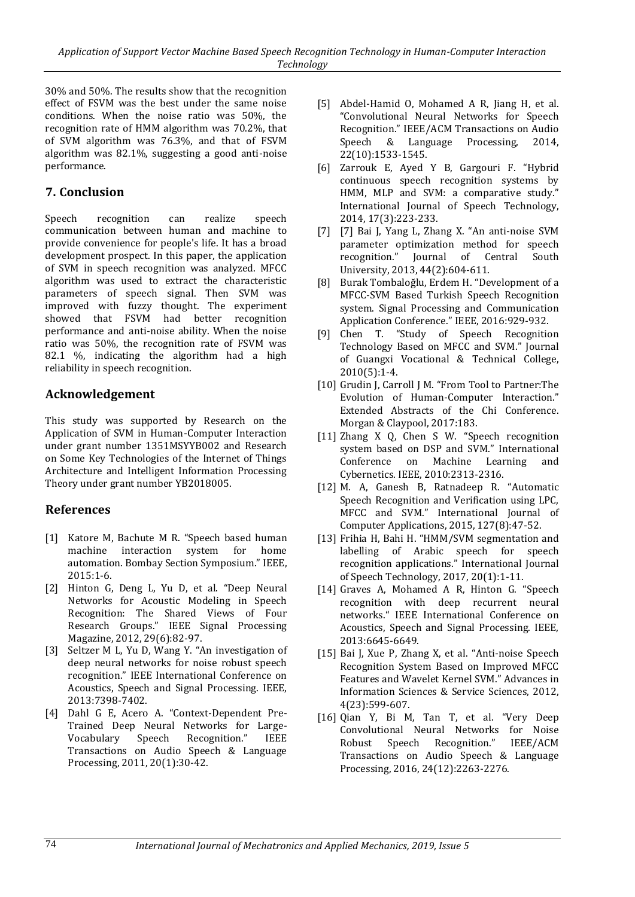30% and 50%. The results show that the recognition effect of FSVM was the best under the same noise conditions. When the noise ratio was 50%, the recognition rate of HMM algorithm was 70.2%, that of SVM algorithm was 76.3%, and that of FSVM algorithm was 82.1%, suggesting a good anti-noise performance.

## 7. Conclusion

Speech recognition can realize speech communication between human and machine to provide convenience for people's life. It has a broad development prospect. In this paper, the application of SVM in speech recognition was analyzed. MFCC algorithm was used to extract the characteristic parameters of speech signal. Then SVM was improved with fuzzy thought. The experiment showed that FSVM had better recognition performance and anti-noise ability. When the noise ratio was 50%, the recognition rate of FSVM was 82.1 %, indicating the algorithm had a high reliability in speech recognition.

## Acknowledgement

This study was supported by Research on the Application of SVM in Human-Computer Interaction under grant number 1351MSYYB002 and Research on Some Key Technologies of the Internet of Things Architecture and Intelligent Information Processing Theory under grant number YB2018005.

## References

- [1] Katore M, Bachute M R. "Speech based human machine interaction system for home automation. Bombay Section Symposium." IEEE, 2015:1-6.
- [2] Hinton G, Deng L, Yu D, et al. "Deep Neural Networks for Acoustic Modeling in Speech Recognition: The Shared Views of Four Research Groups." IEEE Signal Processing Magazine, 2012, 29(6):82-97.
- [3] Seltzer M L, Yu D, Wang Y. "An investigation of deep neural networks for noise robust speech recognition." IEEE International Conference on Acoustics, Speech and Signal Processing. IEEE, 2013:7398-7402.
- [4] Dahl G E, Acero A. "Context-Dependent Pre-Trained Deep Neural Networks for Large-Vocabulary Speech Recognition." IEEE Transactions on Audio Speech & Language Processing, 2011, 20(1):30-42.
- [5] Abdel-Hamid O, Mohamed A R, Jiang H, et al. "Convolutional Neural Networks for Speech Recognition." IEEE/ACM Transactions on Audio Speech & Language Processing, 2014, 22(10):1533-1545.
- [6] Zarrouk E, Ayed Y B, Gargouri F. "Hybrid continuous speech recognition systems by HMM, MLP and SVM: a comparative study." International Journal of Speech Technology, 2014, 17(3):223-233.
- [7] [7] Bai J, Yang L, Zhang X. "An anti-noise SVM parameter optimization method for speech recognition." Journal of Central South University, 2013, 44(2):604-611.
- [8] Burak Tombaloğlu, Erdem H. "Development of a MFCC-SVM Based Turkish Speech Recognition system. Signal Processing and Communication Application Conference." IEEE, 2016:929-932.
- [9] Chen T. "Study of Speech Recognition Technology Based on MFCC and SVM." Journal of Guangxi Vocational & Technical College, 2010(5):1-4.
- [10] Grudin J, Carroll J M. "From Tool to Partner:The Evolution of Human-Computer Interaction." Extended Abstracts of the Chi Conference. Morgan & Claypool, 2017:183.
- [11] Zhang X Q, Chen S W. "Speech recognition system based on DSP and SVM." International Conference on Machine Learning and Cybernetics. IEEE, 2010:2313-2316.
- [12] M. A, Ganesh B, Ratnadeep R. "Automatic Speech Recognition and Verification using LPC, MFCC and SVM." International Journal of Computer Applications, 2015, 127(8):47-52.
- [13] Frihia H, Bahi H. "HMM/SVM segmentation and labelling of Arabic speech for speech recognition applications." International Journal of Speech Technology, 2017, 20(1):1-11.
- [14] Graves A, Mohamed A R, Hinton G. "Speech recognition with deep recurrent neural networks." IEEE International Conference on Acoustics, Speech and Signal Processing. IEEE, 2013:6645-6649.
- [15] Bai J, Xue P, Zhang X, et al. "Anti-noise Speech Recognition System Based on Improved MFCC Features and Wavelet Kernel SVM." Advances in Information Sciences & Service Sciences, 2012, 4(23):599-607.
- [16] Qian Y, Bi M, Tan T, et al. "Very Deep Convolutional Neural Networks for Noise Robust Speech Recognition." IEEE/ACM Transactions on Audio Speech & Language Processing, 2016, 24(12):2263-2276.